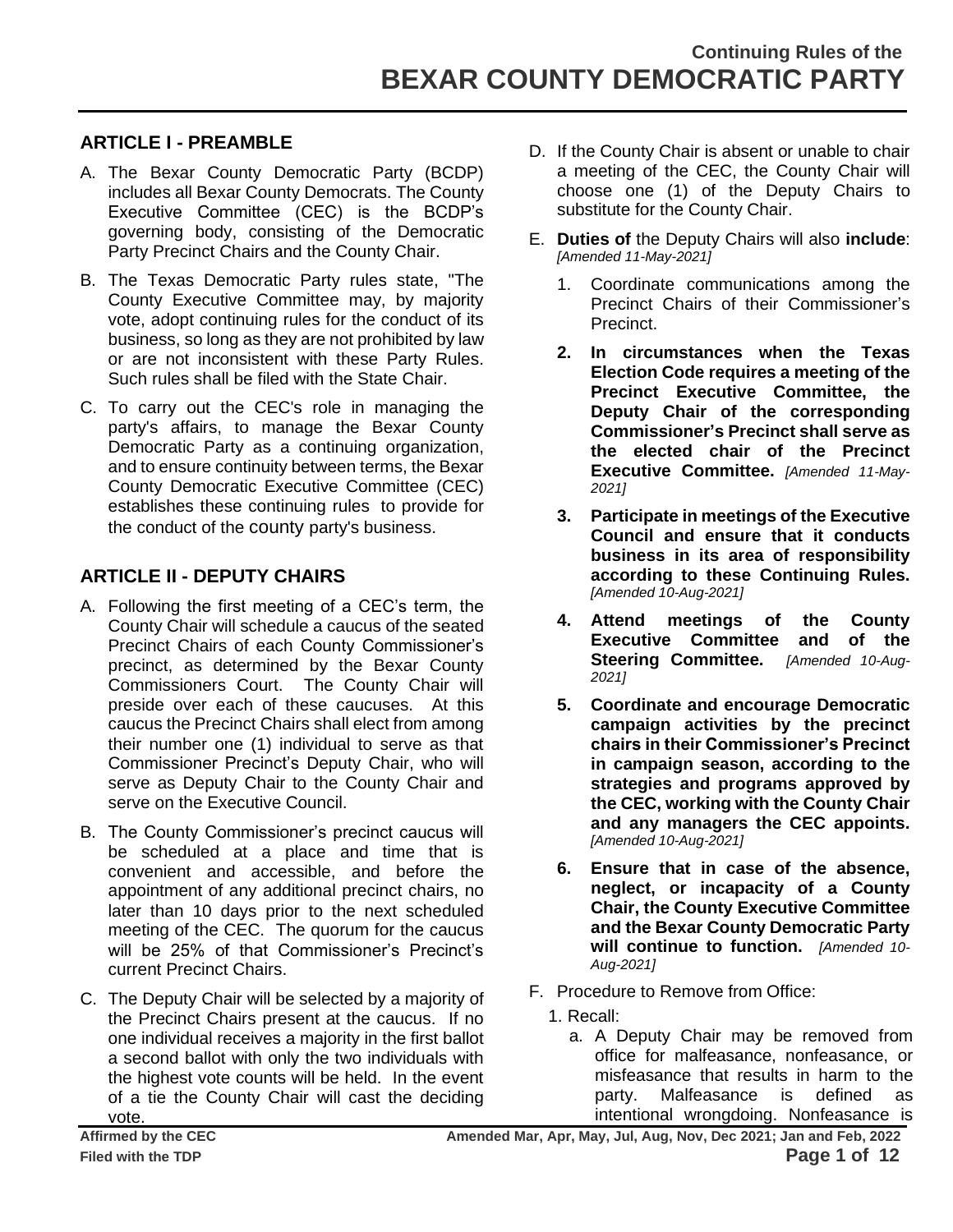# Continuing Rules of the BEXAR COUNTY DEMOCRATIC PARTY

## ARTICLE I - PREAMBLE

A. The Bexar County Democratic Party (BCDP) includes all Bexar County Democrats. The County Executive Committee (CEC) is the BCDP's governing body, consisting of the Democratic Party Precinct Chairs and the County Chair.

B. The Texas Democratic Party rules state, "The County Executive Committee may, by majority vote, adopt continuing rules for the conduct of its business, so long as they are not prohibited by law or are not inconsistent with these Party Rules. Such rules shall be filed with the State Chair.

C. To carry out the CEC's role in managing the party's affairs, to manage the Bexar County Democratic Party as a continuing organization, and to ensure continuity between terms, the Bexar County Democratic Executive Committee (CEC) establishes these continuing rules to provide for the conduct of the county party's business.

## ARTICLE II - DEPUTY CHAIRS

A. Following the first meeting of a CEC's term, the County Chair will schedule a caucus of the seated Precinct Chairs of each County Commissioner's precinct, as determined by the Bexar County Commissioners Court. The County Chair will preside over each of these caucuses. At this caucus the Precinct Chairs shall elect from among their number one (1) individual to serve as that Commissioner Precinct's Deputy Chair, who will serve as Deputy Chair to the County Chair and serve on the Executive Council.

B. The County Commissioner's precinct caucus will be scheduled at a place and time that is convenient and accessible, and before the appointment of any additional precinct chairs, no later than 10 days prior to the next scheduled meeting of the CEC. The quorum for the caucus will be 25% of that Commissioner's Precinct's current Precinct Chairs.

C. The Deputy Chair will be selected by a majority of the Precinct Chairs present at the caucus. If no one individual receives a majority in the first ballot a second ballot with only the two individuals with the highest vote counts will be held. In the event of a tie the County Chair will cast the deciding vote.

D. If the County Chair is absent or unable to chair a meeting of the CEC, the County Chair will choose one (1) of the Deputy Chairs to substitute for the County Chair.

E. **Duties of** the Deputy Chairs will also **include**: *[Amended 11-May-2021]*

   1. Coordinate communications among the Precinct Chairs of their Commissioner's Precinct.
   2. **In circumstances when the Texas Election Code requires a meeting of the Precinct Executive Committee, the Deputy Chair of the corresponding Commissioner's Precinct shall serve as the elected chair of the Precinct Executive Committee.** *[Amended 11-May-2021]*
   3. **Participate in meetings of the Executive Council and ensure that it conducts business in its area of responsibility according to these Continuing Rules.** *[Amended 10-Aug-2021]*
   4. **Attend meetings of the County Executive Committee and of the Steering Committee.** *[Amended 10-Aug-2021]*
   5. **Coordinate and encourage Democratic campaign activities by the precinct chairs in their Commissioner's Precinct in campaign season, according to the strategies and programs approved by the CEC, working with the County Chair and any managers the CEC appoints.** *[Amended 10-Aug-2021]*
   6. **Ensure that in case of the absence, neglect, or incapacity of a County Chair, the County Executive Committee and the Bexar County Democratic Party will continue to function.** *[Amended 10-Aug-2021]*

F. Procedure to Remove from Office:

   1. Recall:
      a. A Deputy Chair may be removed from office for malfeasance, nonfeasance, or misfeasance that results in harm to the party. Malfeasance is defined as intentional wrongdoing. Nonfeasance is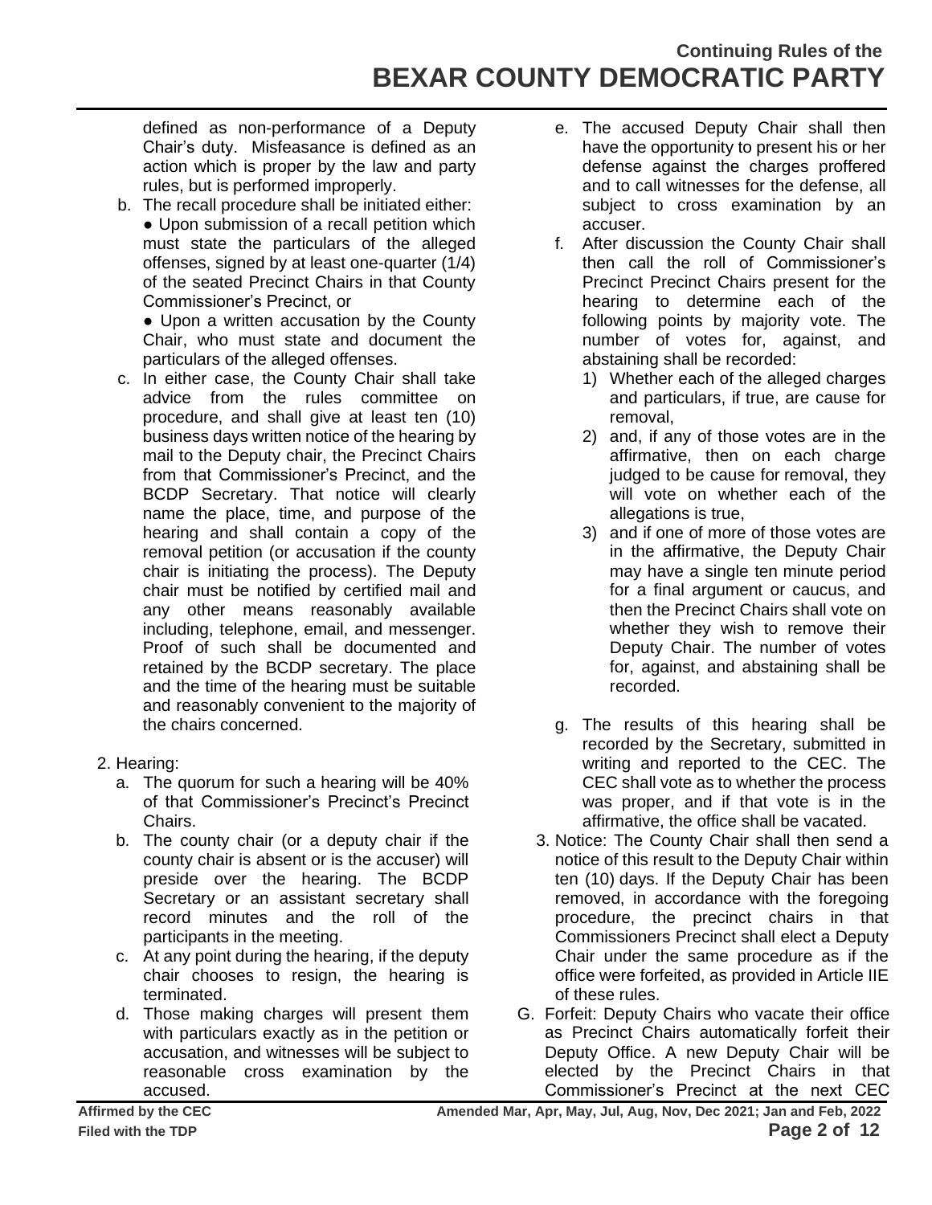defined as non-performance of a Deputy Chair's duty. Misfeasance is defined as an action which is proper by the law and party rules, but is performed improperly.

b. The recall procedure shall be initiated either:
   - Upon submission of a recall petition which must state the particulars of the alleged offenses, signed by at least one-quarter (1/4) of the seated Precinct Chairs in that County Commissioner's Precinct, or
   - Upon a written accusation by the County Chair, who must state and document the particulars of the alleged offenses.

c. In either case, the County Chair shall take advice from the rules committee on procedure, and shall give at least ten (10) business days written notice of the hearing by mail to the Deputy chair, the Precinct Chairs from that Commissioner's Precinct, and the BCDP Secretary. That notice will clearly name the place, time, and purpose of the hearing and shall contain a copy of the removal petition (or accusation if the county chair is initiating the process). The Deputy chair must be notified by certified mail and any other means reasonably available including, telephone, email, and messenger. Proof of such shall be documented and retained by the BCDP secretary. The place and the time of the hearing must be suitable and reasonably convenient to the majority of the chairs concerned.

2. Hearing:
   a. The quorum for such a hearing will be 40% of that Commissioner's Precinct's Precinct Chairs.
   b. The county chair (or a deputy chair if the county chair is absent or is the accuser) will preside over the hearing. The BCDP Secretary or an assistant secretary shall record minutes and the roll of the participants in the meeting.
   c. At any point during the hearing, if the deputy chair chooses to resign, the hearing is terminated.
   d. Those making charges will present them with particulars exactly as in the petition or accusation, and witnesses will be subject to reasonable cross examination by the accused.
   e. The accused Deputy Chair shall then have the opportunity to present his or her defense against the charges proffered and to call witnesses for the defense, all subject to cross examination by an accuser.
   f. After discussion the County Chair shall then call the roll of Commissioner's Precinct Precinct Chairs present for the hearing to determine each of the following points by majority vote. The number of votes for, against, and abstaining shall be recorded:
      1) Whether each of the alleged charges and particulars, if true, are cause for removal,
      2) and, if any of those votes are in the affirmative, then on each charge judged to be cause for removal, they will vote on whether each of the allegations is true,
      3) and if one of more of those votes are in the affirmative, the Deputy Chair may have a single ten minute period for a final argument or caucus, and then the Precinct Chairs shall vote on whether they wish to remove their Deputy Chair. The number of votes for, against, and abstaining shall be recorded.
   g. The results of this hearing shall be recorded by the Secretary, submitted in writing and reported to the CEC. The CEC shall vote as to whether the process was proper, and if that vote is in the affirmative, the office shall be vacated.

3. Notice: The County Chair shall then send a notice of this result to the Deputy Chair within ten (10) days. If the Deputy Chair has been removed, in accordance with the foregoing procedure, the precinct chairs in that Commissioners Precinct shall elect a Deputy Chair under the same procedure as if the office were forfeited, as provided in Article IIE of these rules.

G. Forfeit: Deputy Chairs who vacate their office as Precinct Chairs automatically forfeit their Deputy Office. A new Deputy Chair will be elected by the Precinct Chairs in that Commissioner's Precinct at the next CEC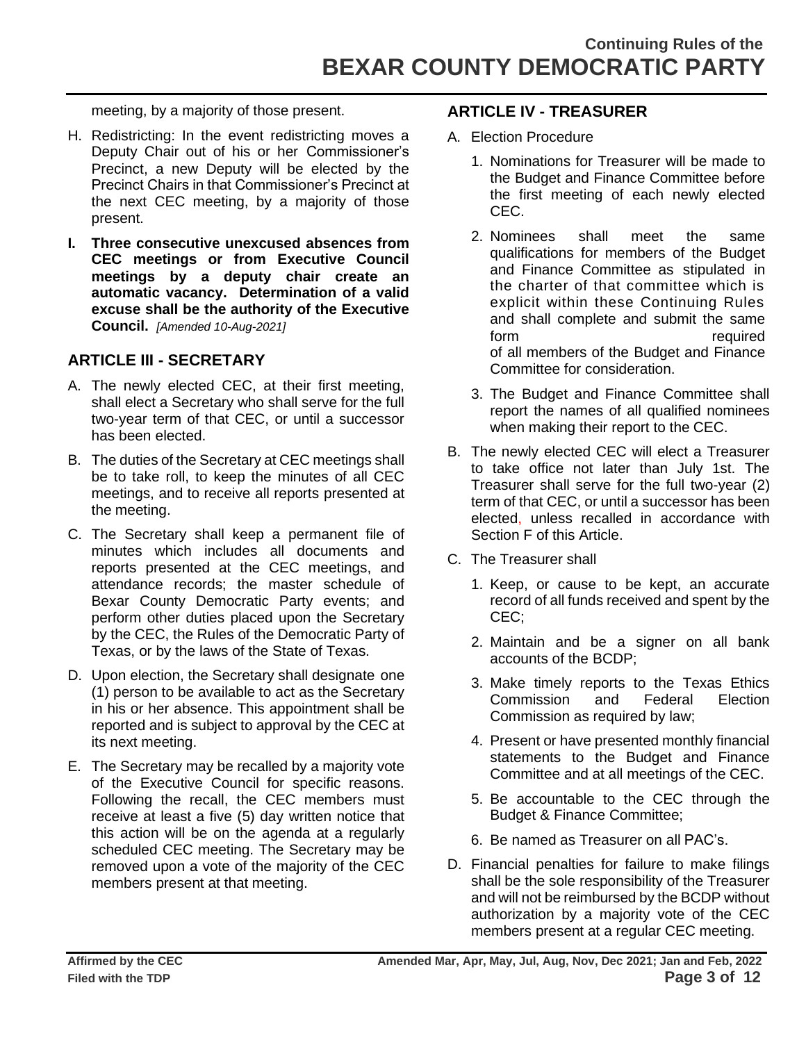meeting, by a majority of those present.

H. Redistricting: In the event redistricting moves a Deputy Chair out of his or her Commissioner's Precinct, a new Deputy will be elected by the Precinct Chairs in that Commissioner's Precinct at the next CEC meeting, by a majority of those present.

**I. Three consecutive unexcused absences from CEC meetings or from Executive Council meetings by a deputy chair create an automatic vacancy. Determination of a valid excuse shall be the authority of the Executive Council.** *[Amended 10-Aug-2021]*

## ARTICLE III - SECRETARY

A. The newly elected CEC, at their first meeting, shall elect a Secretary who shall serve for the full two-year term of that CEC, or until a successor has been elected.

B. The duties of the Secretary at CEC meetings shall be to take roll, to keep the minutes of all CEC meetings, and to receive all reports presented at the meeting.

C. The Secretary shall keep a permanent file of minutes which includes all documents and reports presented at the CEC meetings, and attendance records; the master schedule of Bexar County Democratic Party events; and perform other duties placed upon the Secretary by the CEC, the Rules of the Democratic Party of Texas, or by the laws of the State of Texas.

D. Upon election, the Secretary shall designate one (1) person to be available to act as the Secretary in his or her absence. This appointment shall be reported and is subject to approval by the CEC at its next meeting.

E. The Secretary may be recalled by a majority vote of the Executive Council for specific reasons. Following the recall, the CEC members must receive at least a five (5) day written notice that this action will be on the agenda at a regularly scheduled CEC meeting. The Secretary may be removed upon a vote of the majority of the CEC members present at that meeting.

## ARTICLE IV - TREASURER

A. Election Procedure

   1. Nominations for Treasurer will be made to the Budget and Finance Committee before the first meeting of each newly elected CEC.

   2. Nominees shall meet the same qualifications for members of the Budget and Finance Committee as stipulated in the charter of that committee which is explicit within these Continuing Rules and shall complete and submit the same form required of all members of the Budget and Finance Committee for consideration.

   3. The Budget and Finance Committee shall report the names of all qualified nominees when making their report to the CEC.

B. The newly elected CEC will elect a Treasurer to take office not later than July 1st. The Treasurer shall serve for the full two-year (2) term of that CEC, or until a successor has been elected, unless recalled in accordance with Section F of this Article.

C. The Treasurer shall

   1. Keep, or cause to be kept, an accurate record of all funds received and spent by the CEC;

   2. Maintain and be a signer on all bank accounts of the BCDP;

   3. Make timely reports to the Texas Ethics Commission and Federal Election Commission as required by law;

   4. Present or have presented monthly financial statements to the Budget and Finance Committee and at all meetings of the CEC.

   5. Be accountable to the CEC through the Budget & Finance Committee;

   6. Be named as Treasurer on all PAC's.

D. Financial penalties for failure to make filings shall be the sole responsibility of the Treasurer and will not be reimbursed by the BCDP without authorization by a majority vote of the CEC members present at a regular CEC meeting.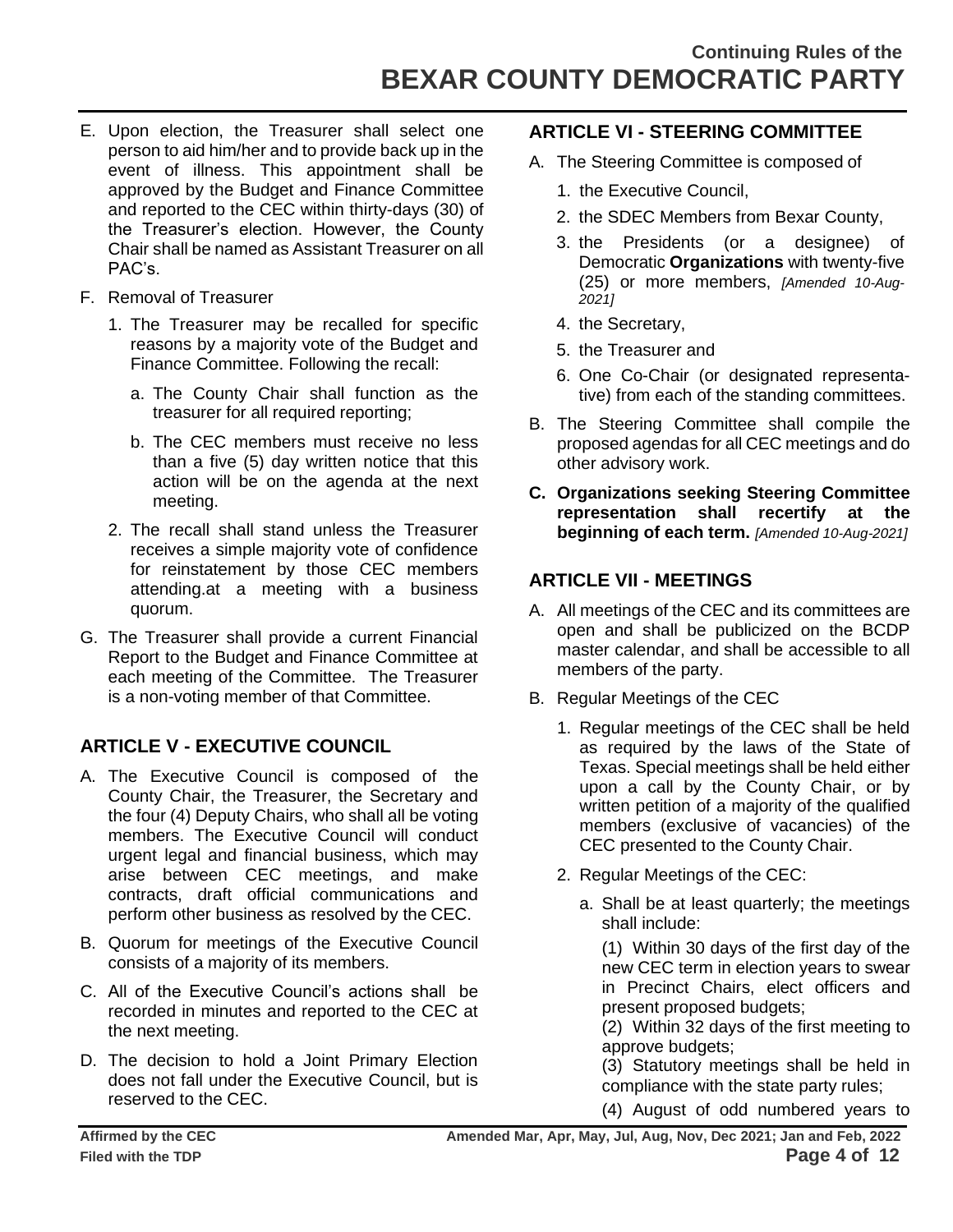E. Upon election, the Treasurer shall select one person to aid him/her and to provide back up in the event of illness. This appointment shall be approved by the Budget and Finance Committee and reported to the CEC within thirty-days (30) of the Treasurer's election. However, the County Chair shall be named as Assistant Treasurer on all PAC's.

F. Removal of Treasurer

   1. The Treasurer may be recalled for specific reasons by a majority vote of the Budget and Finance Committee. Following the recall:

      a. The County Chair shall function as the treasurer for all required reporting;

      b. The CEC members must receive no less than a five (5) day written notice that this action will be on the agenda at the next meeting.

   2. The recall shall stand unless the Treasurer receives a simple majority vote of confidence for reinstatement by those CEC members attending.at a meeting with a business quorum.

G. The Treasurer shall provide a current Financial Report to the Budget and Finance Committee at each meeting of the Committee. The Treasurer is a non-voting member of that Committee.

## ARTICLE V - EXECUTIVE COUNCIL

A. The Executive Council is composed of the County Chair, the Treasurer, the Secretary and the four (4) Deputy Chairs, who shall all be voting members. The Executive Council will conduct urgent legal and financial business, which may arise between CEC meetings, and make contracts, draft official communications and perform other business as resolved by the CEC.

B. Quorum for meetings of the Executive Council consists of a majority of its members.

C. All of the Executive Council's actions shall be recorded in minutes and reported to the CEC at the next meeting.

D. The decision to hold a Joint Primary Election does not fall under the Executive Council, but is reserved to the CEC.

## ARTICLE VI - STEERING COMMITTEE

A. The Steering Committee is composed of

   1. the Executive Council,

   2. the SDEC Members from Bexar County,

   3. the Presidents (or a designee) of Democratic **Organizations** with twenty-five (25) or more members, *[Amended 10-Aug-2021]*

   4. the Secretary,

   5. the Treasurer and

   6. One Co-Chair (or designated representative) from each of the standing committees.

B. The Steering Committee shall compile the proposed agendas for all CEC meetings and do other advisory work.

**C. Organizations seeking Steering Committee representation shall recertify at the beginning of each term.** *[Amended 10-Aug-2021]*

## ARTICLE VII - MEETINGS

A. All meetings of the CEC and its committees are open and shall be publicized on the BCDP master calendar, and shall be accessible to all members of the party.

B. Regular Meetings of the CEC

   1. Regular meetings of the CEC shall be held as required by the laws of the State of Texas. Special meetings shall be held either upon a call by the County Chair, or by written petition of a majority of the qualified members (exclusive of vacancies) of the CEC presented to the County Chair.

   2. Regular Meetings of the CEC:

      a. Shall be at least quarterly; the meetings shall include:

         (1) Within 30 days of the first day of the new CEC term in election years to swear in Precinct Chairs, elect officers and present proposed budgets;

         (2) Within 32 days of the first meeting to approve budgets;

         (3) Statutory meetings shall be held in compliance with the state party rules;

         (4) August of odd numbered years to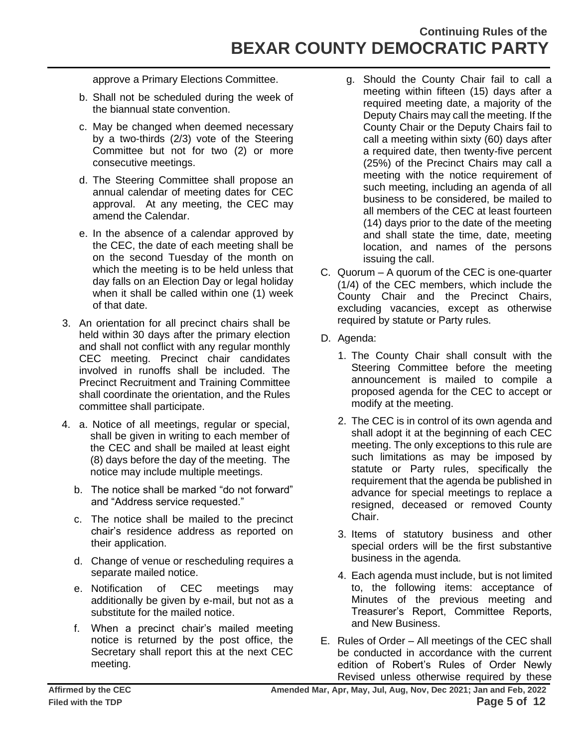approve a Primary Elections Committee.

b. Shall not be scheduled during the week of the biannual state convention.

c. May be changed when deemed necessary by a two-thirds (2/3) vote of the Steering Committee but not for two (2) or more consecutive meetings.

d. The Steering Committee shall propose an annual calendar of meeting dates for CEC approval. At any meeting, the CEC may amend the Calendar.

e. In the absence of a calendar approved by the CEC, the date of each meeting shall be on the second Tuesday of the month on which the meeting is to be held unless that day falls on an Election Day or legal holiday when it shall be called within one (1) week of that date.

3. An orientation for all precinct chairs shall be held within 30 days after the primary election and shall not conflict with any regular monthly CEC meeting. Precinct chair candidates involved in runoffs shall be included. The Precinct Recruitment and Training Committee shall coordinate the orientation, and the Rules committee shall participate.

4. a. Notice of all meetings, regular or special, shall be given in writing to each member of the CEC and shall be mailed at least eight (8) days before the day of the meeting. The notice may include multiple meetings.

   b. The notice shall be marked "do not forward" and "Address service requested."

   c. The notice shall be mailed to the precinct chair's residence address as reported on their application.

   d. Change of venue or rescheduling requires a separate mailed notice.

   e. Notification of CEC meetings may additionally be given by e-mail, but not as a substitute for the mailed notice.

   f. When a precinct chair's mailed meeting notice is returned by the post office, the Secretary shall report this at the next CEC meeting.

   g. Should the County Chair fail to call a meeting within fifteen (15) days after a required meeting date, a majority of the Deputy Chairs may call the meeting. If the County Chair or the Deputy Chairs fail to call a meeting within sixty (60) days after a required date, then twenty-five percent (25%) of the Precinct Chairs may call a meeting with the notice requirement of such meeting, including an agenda of all business to be considered, be mailed to all members of the CEC at least fourteen (14) days prior to the date of the meeting and shall state the time, date, meeting location, and names of the persons issuing the call.

C. Quorum – A quorum of the CEC is one-quarter (1/4) of the CEC members, which include the County Chair and the Precinct Chairs, excluding vacancies, except as otherwise required by statute or Party rules.

D. Agenda:

1. The County Chair shall consult with the Steering Committee before the meeting announcement is mailed to compile a proposed agenda for the CEC to accept or modify at the meeting.

2. The CEC is in control of its own agenda and shall adopt it at the beginning of each CEC meeting. The only exceptions to this rule are such limitations as may be imposed by statute or Party rules, specifically the requirement that the agenda be published in advance for special meetings to replace a resigned, deceased or removed County Chair.

3. Items of statutory business and other special orders will be the first substantive business in the agenda.

4. Each agenda must include, but is not limited to, the following items: acceptance of Minutes of the previous meeting and Treasurer's Report, Committee Reports, and New Business.

E. Rules of Order – All meetings of the CEC shall be conducted in accordance with the current edition of Robert's Rules of Order Newly Revised unless otherwise required by these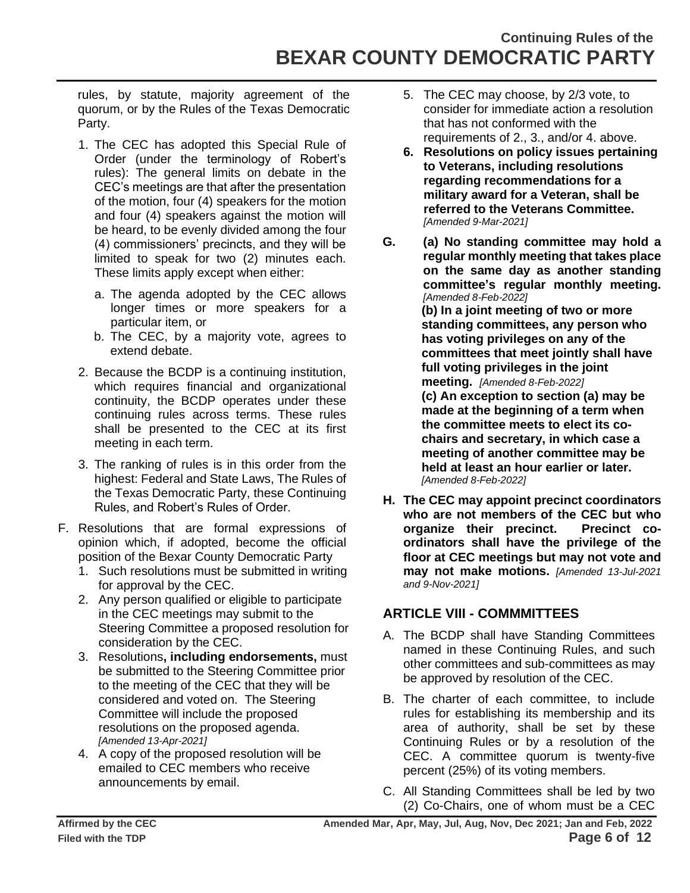rules, by statute, majority agreement of the quorum, or by the Rules of the Texas Democratic Party.

1. The CEC has adopted this Special Rule of Order (under the terminology of Robert's rules): The general limits on debate in the CEC's meetings are that after the presentation of the motion, four (4) speakers for the motion and four (4) speakers against the motion will be heard, to be evenly divided among the four (4) commissioners' precincts, and they will be limited to speak for two (2) minutes each. These limits apply except when either:
   a. The agenda adopted by the CEC allows longer times or more speakers for a particular item, or
   b. The CEC, by a majority vote, agrees to extend debate.
2. Because the BCDP is a continuing institution, which requires financial and organizational continuity, the BCDP operates under these continuing rules across terms. These rules shall be presented to the CEC at its first meeting in each term.
3. The ranking of rules is in this order from the highest: Federal and State Laws, The Rules of the Texas Democratic Party, these Continuing Rules, and Robert's Rules of Order.

F. Resolutions that are formal expressions of opinion which, if adopted, become the official position of the Bexar County Democratic Party
   1. Such resolutions must be submitted in writing for approval by the CEC.
   2. Any person qualified or eligible to participate in the CEC meetings may submit to the Steering Committee a proposed resolution for consideration by the CEC.
   3. Resolutions**, including endorsements,** must be submitted to the Steering Committee prior to the meeting of the CEC that they will be considered and voted on. The Steering Committee will include the proposed resolutions on the proposed agenda. *[Amended 13-Apr-2021]*
   4. A copy of the proposed resolution will be emailed to CEC members who receive announcements by email.
   5. The CEC may choose, by 2/3 vote, to consider for immediate action a resolution that has not conformed with the requirements of 2., 3., and/or 4. above.
   6. **Resolutions on policy issues pertaining to Veterans, including resolutions regarding recommendations for a military award for a Veteran, shall be referred to the Veterans Committee.** *[Amended 9-Mar-2021]*

G. **(a) No standing committee may hold a regular monthly meeting that takes place on the same day as another standing committee's regular monthly meeting.** *[Amended 8-Feb-2022]*
   **(b) In a joint meeting of two or more standing committees, any person who has voting privileges on any of the committees that meet jointly shall have full voting privileges in the joint meeting.** *[Amended 8-Feb-2022]*
   **(c) An exception to section (a) may be made at the beginning of a term when the committee meets to elect its co-chairs and secretary, in which case a meeting of another committee may be held at least an hour earlier or later.** *[Amended 8-Feb-2022]*

**H. The CEC may appoint precinct coordinators who are not members of the CEC but who organize their precinct. Precinct co-ordinators shall have the privilege of the floor at CEC meetings but may not vote and may not make motions.** *[Amended 13-Jul-2021 and 9-Nov-2021]*

## ARTICLE VIII - COMMMITTEES

A. The BCDP shall have Standing Committees named in these Continuing Rules, and such other committees and sub-committees as may be approved by resolution of the CEC.

B. The charter of each committee, to include rules for establishing its membership and its area of authority, shall be set by these Continuing Rules or by a resolution of the CEC. A committee quorum is twenty-five percent (25%) of its voting members.

C. All Standing Committees shall be led by two (2) Co-Chairs, one of whom must be a CEC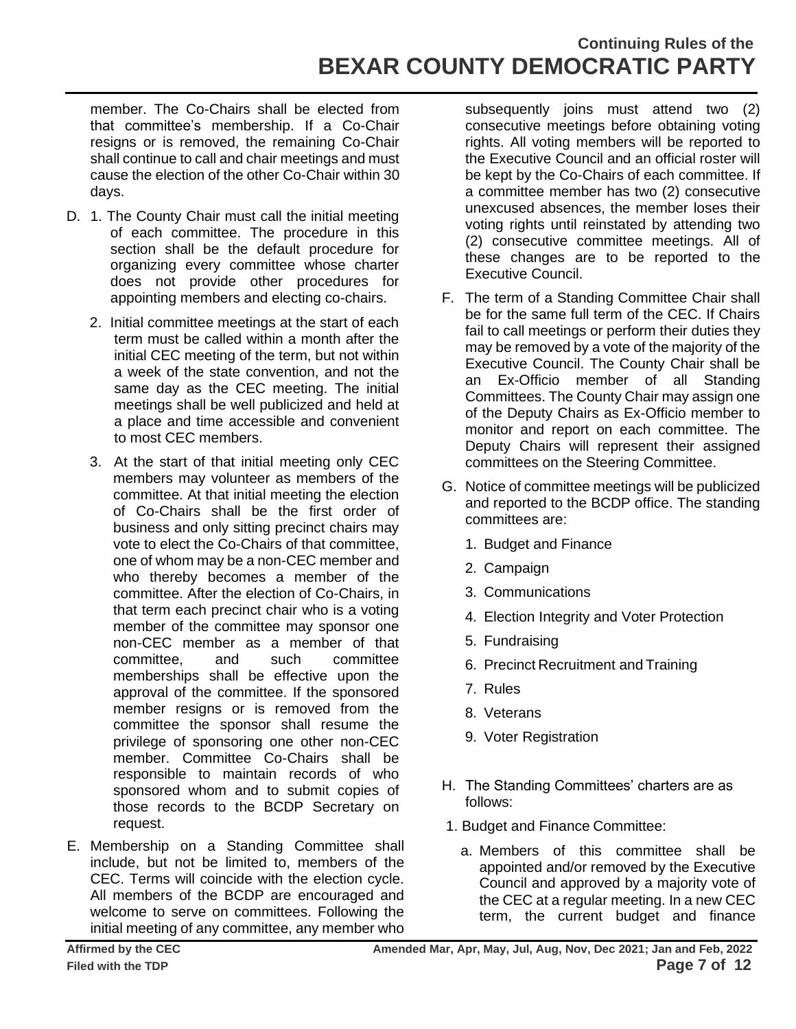member. The Co-Chairs shall be elected from that committee's membership. If a Co-Chair resigns or is removed, the remaining Co-Chair shall continue to call and chair meetings and must cause the election of the other Co-Chair within 30 days.

D. 1. The County Chair must call the initial meeting of each committee. The procedure in this section shall be the default procedure for organizing every committee whose charter does not provide other procedures for appointing members and electing co-chairs.

   2. Initial committee meetings at the start of each term must be called within a month after the initial CEC meeting of the term, but not within a week of the state convention, and not the same day as the CEC meeting. The initial meetings shall be well publicized and held at a place and time accessible and convenient to most CEC members.

   3. At the start of that initial meeting only CEC members may volunteer as members of the committee. At that initial meeting the election of Co-Chairs shall be the first order of business and only sitting precinct chairs may vote to elect the Co-Chairs of that committee, one of whom may be a non-CEC member and who thereby becomes a member of the committee. After the election of Co-Chairs, in that term each precinct chair who is a voting member of the committee may sponsor one non-CEC member as a member of that committee, and such committee memberships shall be effective upon the approval of the committee. If the sponsored member resigns or is removed from the committee the sponsor shall resume the privilege of sponsoring one other non-CEC member. Committee Co-Chairs shall be responsible to maintain records of who sponsored whom and to submit copies of those records to the BCDP Secretary on request.

E. Membership on a Standing Committee shall include, but not be limited to, members of the CEC. Terms will coincide with the election cycle. All members of the BCDP are encouraged and welcome to serve on committees. Following the initial meeting of any committee, any member who subsequently joins must attend two (2) consecutive meetings before obtaining voting rights. All voting members will be reported to the Executive Council and an official roster will be kept by the Co-Chairs of each committee. If a committee member has two (2) consecutive unexcused absences, the member loses their voting rights until reinstated by attending two (2) consecutive committee meetings. All of these changes are to be reported to the Executive Council.

F. The term of a Standing Committee Chair shall be for the same full term of the CEC. If Chairs fail to call meetings or perform their duties they may be removed by a vote of the majority of the Executive Council. The County Chair shall be an Ex-Officio member of all Standing Committees. The County Chair may assign one of the Deputy Chairs as Ex-Officio member to monitor and report on each committee. The Deputy Chairs will represent their assigned committees on the Steering Committee.

G. Notice of committee meetings will be publicized and reported to the BCDP office. The standing committees are:

   1. Budget and Finance
   2. Campaign
   3. Communications
   4. Election Integrity and Voter Protection
   5. Fundraising
   6. Precinct Recruitment and Training
   7. Rules
   8. Veterans
   9. Voter Registration

H. The Standing Committees' charters are as follows:

1. Budget and Finance Committee:

   a. Members of this committee shall be appointed and/or removed by the Executive Council and approved by a majority vote of the CEC at a regular meeting. In a new CEC term, the current budget and finance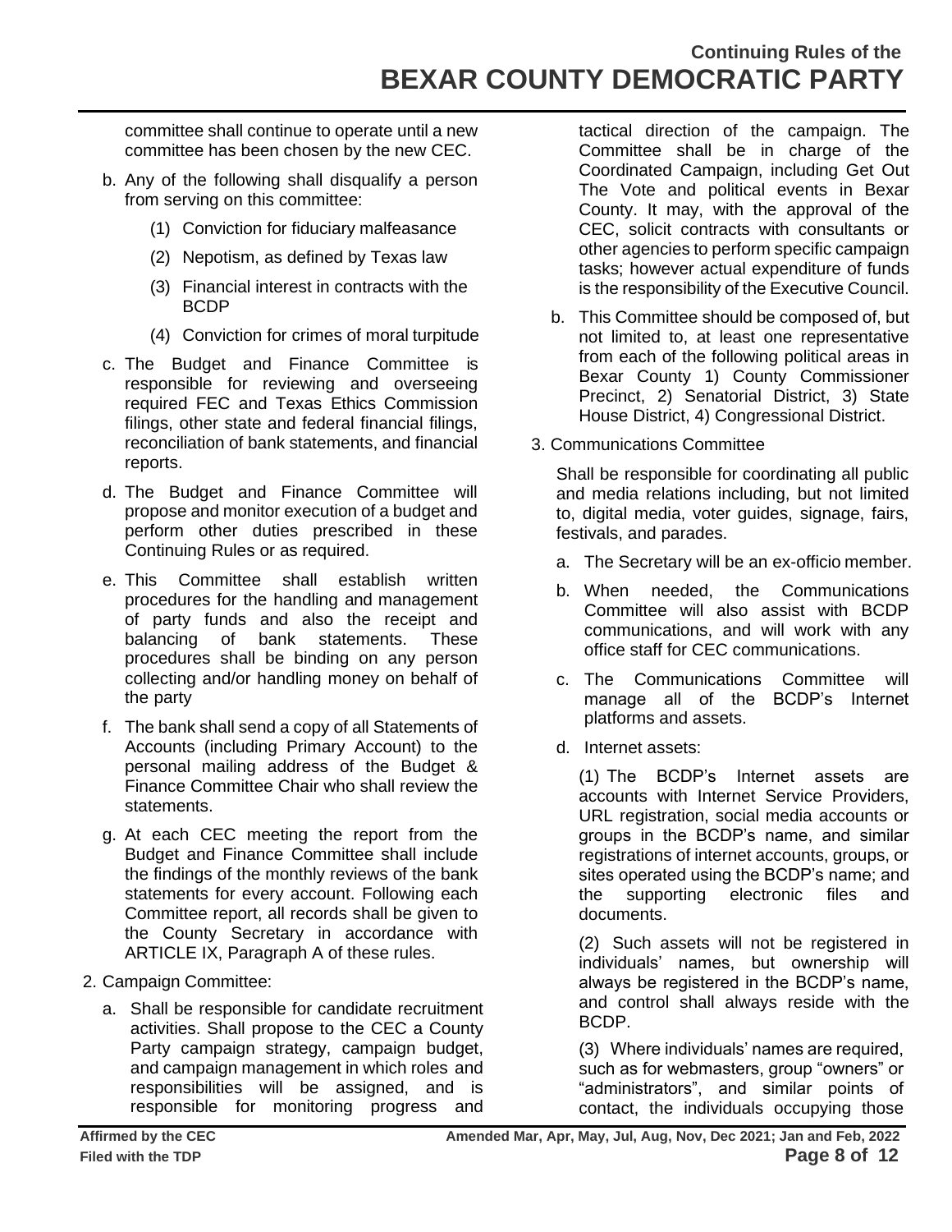committee shall continue to operate until a new committee has been chosen by the new CEC.

b. Any of the following shall disqualify a person from serving on this committee:

   (1) Conviction for fiduciary malfeasance

   (2) Nepotism, as defined by Texas law

   (3) Financial interest in contracts with the BCDP

   (4) Conviction for crimes of moral turpitude

c. The Budget and Finance Committee is responsible for reviewing and overseeing required FEC and Texas Ethics Commission filings, other state and federal financial filings, reconciliation of bank statements, and financial reports.

d. The Budget and Finance Committee will propose and monitor execution of a budget and perform other duties prescribed in these Continuing Rules or as required.

e. This Committee shall establish written procedures for the handling and management of party funds and also the receipt and balancing of bank statements. These procedures shall be binding on any person collecting and/or handling money on behalf of the party

f. The bank shall send a copy of all Statements of Accounts (including Primary Account) to the personal mailing address of the Budget & Finance Committee Chair who shall review the statements.

g. At each CEC meeting the report from the Budget and Finance Committee shall include the findings of the monthly reviews of the bank statements for every account. Following each Committee report, all records shall be given to the County Secretary in accordance with ARTICLE IX, Paragraph A of these rules.

2. Campaign Committee:

   a. Shall be responsible for candidate recruitment activities. Shall propose to the CEC a County Party campaign strategy, campaign budget, and campaign management in which roles and responsibilities will be assigned, and is responsible for monitoring progress and tactical direction of the campaign. The Committee shall be in charge of the Coordinated Campaign, including Get Out The Vote and political events in Bexar County. It may, with the approval of the CEC, solicit contracts with consultants or other agencies to perform specific campaign tasks; however actual expenditure of funds is the responsibility of the Executive Council.

   b. This Committee should be composed of, but not limited to, at least one representative from each of the following political areas in Bexar County 1) County Commissioner Precinct, 2) Senatorial District, 3) State House District, 4) Congressional District.

3. Communications Committee

   Shall be responsible for coordinating all public and media relations including, but not limited to, digital media, voter guides, signage, fairs, festivals, and parades.

   a. The Secretary will be an ex-officio member.

   b. When needed, the Communications Committee will also assist with BCDP communications, and will work with any office staff for CEC communications.

   c. The Communications Committee will manage all of the BCDP's Internet platforms and assets.

   d. Internet assets:

      (1) The BCDP's Internet assets are accounts with Internet Service Providers, URL registration, social media accounts or groups in the BCDP's name, and similar registrations of internet accounts, groups, or sites operated using the BCDP's name; and the supporting electronic files and documents.

      (2) Such assets will not be registered in individuals' names, but ownership will always be registered in the BCDP's name, and control shall always reside with the BCDP.

      (3) Where individuals' names are required, such as for webmasters, group "owners" or "administrators", and similar points of contact, the individuals occupying those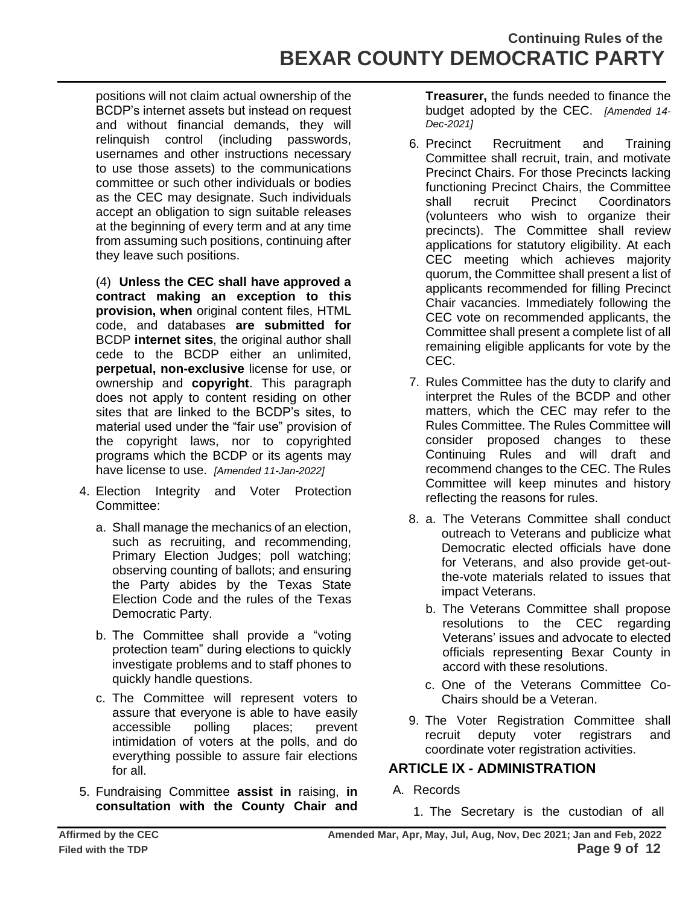positions will not claim actual ownership of the BCDP's internet assets but instead on request and without financial demands, they will relinquish control (including passwords, usernames and other instructions necessary to use those assets) to the communications committee or such other individuals or bodies as the CEC may designate. Such individuals accept an obligation to sign suitable releases at the beginning of every term and at any time from assuming such positions, continuing after they leave such positions.

(4) **Unless the CEC shall have approved a contract making an exception to this provision, when** original content files, HTML code, and databases **are submitted for** BCDP **internet sites**, the original author shall cede to the BCDP either an unlimited, **perpetual, non-exclusive** license for use, or ownership and **copyright**. This paragraph does not apply to content residing on other sites that are linked to the BCDP's sites, to material used under the "fair use" provision of the copyright laws, nor to copyrighted programs which the BCDP or its agents may have license to use. *[Amended 11-Jan-2022]*

4. Election Integrity and Voter Protection Committee:
   a. Shall manage the mechanics of an election, such as recruiting, and recommending, Primary Election Judges; poll watching; observing counting of ballots; and ensuring the Party abides by the Texas State Election Code and the rules of the Texas Democratic Party.
   b. The Committee shall provide a "voting protection team" during elections to quickly investigate problems and to staff phones to quickly handle questions.
   c. The Committee will represent voters to assure that everyone is able to have easily accessible polling places; prevent intimidation of voters at the polls, and do everything possible to assure fair elections for all.
5. Fundraising Committee **assist in** raising, **in consultation with the County Chair and Treasurer,** the funds needed to finance the budget adopted by the CEC. *[Amended 14-Dec-2021]*
6. Precinct Recruitment and Training Committee shall recruit, train, and motivate Precinct Chairs. For those Precincts lacking functioning Precinct Chairs, the Committee shall recruit Precinct Coordinators (volunteers who wish to organize their precincts). The Committee shall review applications for statutory eligibility. At each CEC meeting which achieves majority quorum, the Committee shall present a list of applicants recommended for filling Precinct Chair vacancies. Immediately following the CEC vote on recommended applicants, the Committee shall present a complete list of all remaining eligible applicants for vote by the CEC.
7. Rules Committee has the duty to clarify and interpret the Rules of the BCDP and other matters, which the CEC may refer to the Rules Committee. The Rules Committee will consider proposed changes to these Continuing Rules and will draft and recommend changes to the CEC. The Rules Committee will keep minutes and history reflecting the reasons for rules.
8. a. The Veterans Committee shall conduct outreach to Veterans and publicize what Democratic elected officials have done for Veterans, and also provide get-out-the-vote materials related to issues that impact Veterans.
   b. The Veterans Committee shall propose resolutions to the CEC regarding Veterans' issues and advocate to elected officials representing Bexar County in accord with these resolutions.
   c. One of the Veterans Committee Co-Chairs should be a Veteran.
9. The Voter Registration Committee shall recruit deputy voter registrars and coordinate voter registration activities.

## ARTICLE IX - ADMINISTRATION

A. Records

1. The Secretary is the custodian of all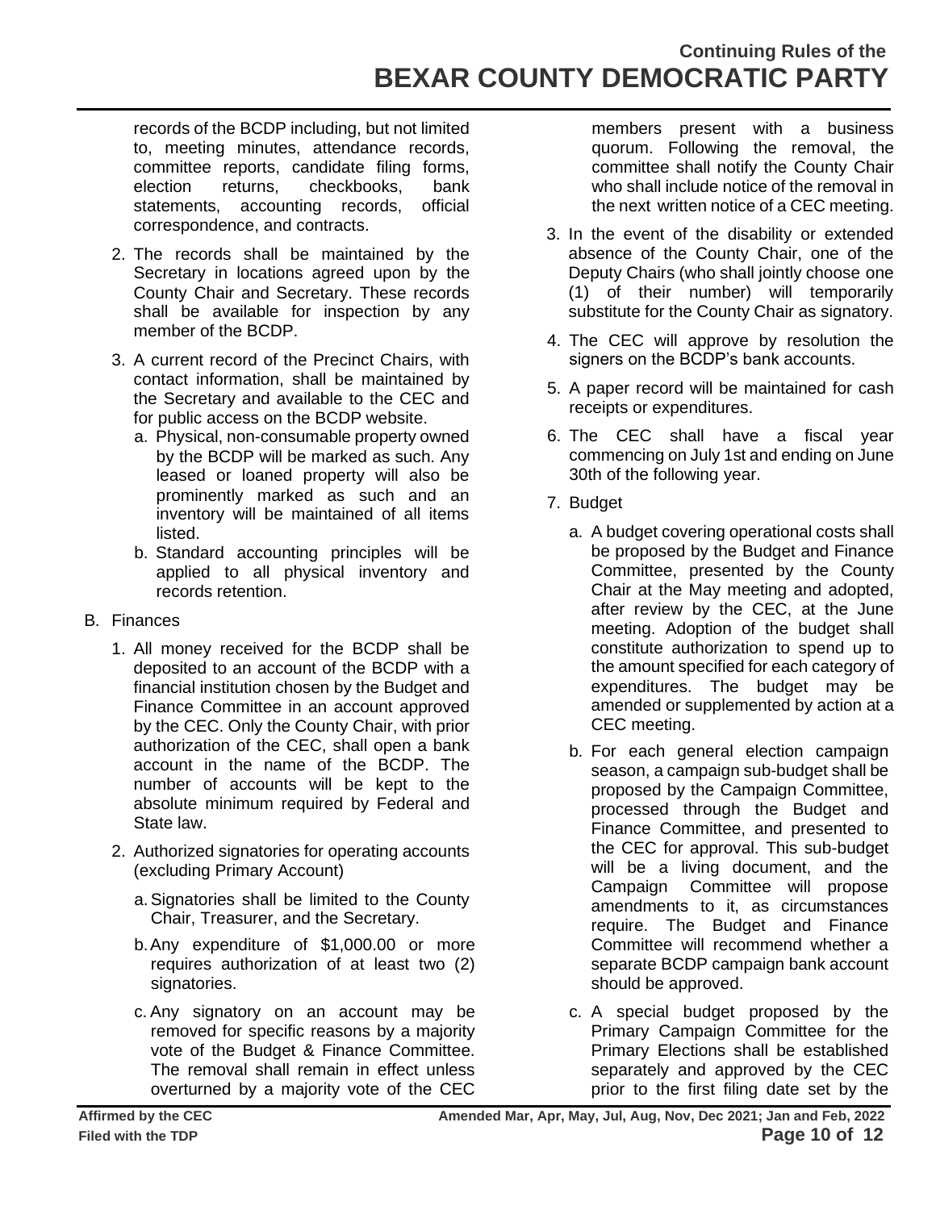records of the BCDP including, but not limited to, meeting minutes, attendance records, committee reports, candidate filing forms, election returns, checkbooks, bank statements, accounting records, official correspondence, and contracts.

2. The records shall be maintained by the Secretary in locations agreed upon by the County Chair and Secretary. These records shall be available for inspection by any member of the BCDP.

3. A current record of the Precinct Chairs, with contact information, shall be maintained by the Secretary and available to the CEC and for public access on the BCDP website.
   a. Physical, non-consumable property owned by the BCDP will be marked as such. Any leased or loaned property will also be prominently marked as such and an inventory will be maintained of all items listed.
   b. Standard accounting principles will be applied to all physical inventory and records retention.

B. Finances

1. All money received for the BCDP shall be deposited to an account of the BCDP with a financial institution chosen by the Budget and Finance Committee in an account approved by the CEC. Only the County Chair, with prior authorization of the CEC, shall open a bank account in the name of the BCDP. The number of accounts will be kept to the absolute minimum required by Federal and State law.

2. Authorized signatories for operating accounts (excluding Primary Account)

   a. Signatories shall be limited to the County Chair, Treasurer, and the Secretary.

   b. Any expenditure of $1,000.00 or more requires authorization of at least two (2) signatories.

   c. Any signatory on an account may be removed for specific reasons by a majority vote of the Budget & Finance Committee. The removal shall remain in effect unless overturned by a majority vote of the CEC members present with a business quorum. Following the removal, the committee shall notify the County Chair who shall include notice of the removal in the next written notice of a CEC meeting.

3. In the event of the disability or extended absence of the County Chair, one of the Deputy Chairs (who shall jointly choose one (1) of their number) will temporarily substitute for the County Chair as signatory.

4. The CEC will approve by resolution the signers on the BCDP's bank accounts.

5. A paper record will be maintained for cash receipts or expenditures.

6. The CEC shall have a fiscal year commencing on July 1st and ending on June 30th of the following year.

7. Budget

   a. A budget covering operational costs shall be proposed by the Budget and Finance Committee, presented by the County Chair at the May meeting and adopted, after review by the CEC, at the June meeting. Adoption of the budget shall constitute authorization to spend up to the amount specified for each category of expenditures. The budget may be amended or supplemented by action at a CEC meeting.

   b. For each general election campaign season, a campaign sub-budget shall be proposed by the Campaign Committee, processed through the Budget and Finance Committee, and presented to the CEC for approval. This sub-budget will be a living document, and the Campaign Committee will propose amendments to it, as circumstances require. The Budget and Finance Committee will recommend whether a separate BCDP campaign bank account should be approved.

   c. A special budget proposed by the Primary Campaign Committee for the Primary Elections shall be established separately and approved by the CEC prior to the first filing date set by the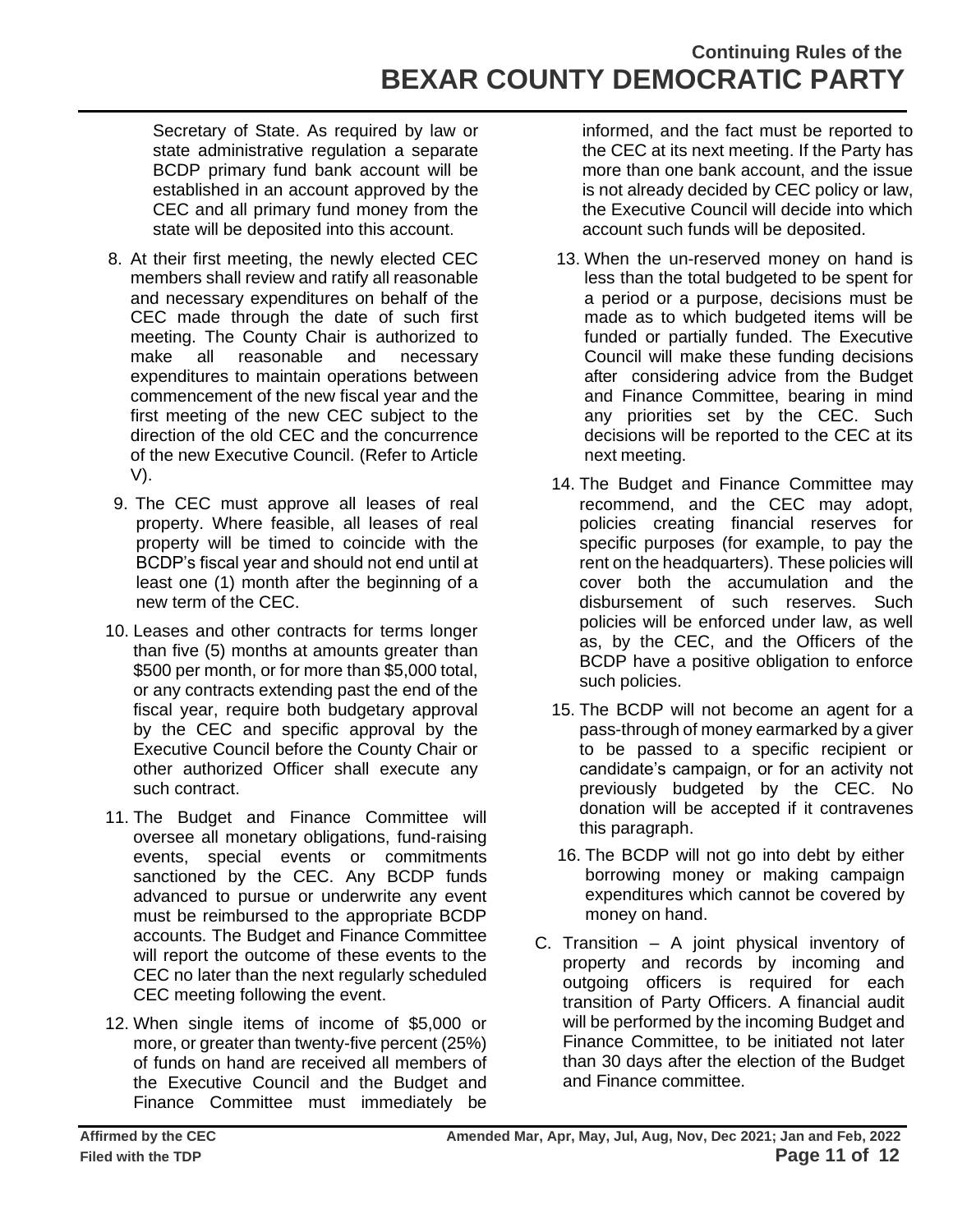Secretary of State. As required by law or state administrative regulation a separate BCDP primary fund bank account will be established in an account approved by the CEC and all primary fund money from the state will be deposited into this account.

8. At their first meeting, the newly elected CEC members shall review and ratify all reasonable and necessary expenditures on behalf of the CEC made through the date of such first meeting. The County Chair is authorized to make all reasonable and necessary expenditures to maintain operations between commencement of the new fiscal year and the first meeting of the new CEC subject to the direction of the old CEC and the concurrence of the new Executive Council. (Refer to Article V).
9. The CEC must approve all leases of real property. Where feasible, all leases of real property will be timed to coincide with the BCDP's fiscal year and should not end until at least one (1) month after the beginning of a new term of the CEC.
10. Leases and other contracts for terms longer than five (5) months at amounts greater than $500 per month, or for more than $5,000 total, or any contracts extending past the end of the fiscal year, require both budgetary approval by the CEC and specific approval by the Executive Council before the County Chair or other authorized Officer shall execute any such contract.
11. The Budget and Finance Committee will oversee all monetary obligations, fund-raising events, special events or commitments sanctioned by the CEC. Any BCDP funds advanced to pursue or underwrite any event must be reimbursed to the appropriate BCDP accounts. The Budget and Finance Committee will report the outcome of these events to the CEC no later than the next regularly scheduled CEC meeting following the event.
12. When single items of income of $5,000 or more, or greater than twenty-five percent (25%) of funds on hand are received all members of the Executive Council and the Budget and Finance Committee must immediately be informed, and the fact must be reported to the CEC at its next meeting. If the Party has more than one bank account, and the issue is not already decided by CEC policy or law, the Executive Council will decide into which account such funds will be deposited.
13. When the un-reserved money on hand is less than the total budgeted to be spent for a period or a purpose, decisions must be made as to which budgeted items will be funded or partially funded. The Executive Council will make these funding decisions after considering advice from the Budget and Finance Committee, bearing in mind any priorities set by the CEC. Such decisions will be reported to the CEC at its next meeting.
14. The Budget and Finance Committee may recommend, and the CEC may adopt, policies creating financial reserves for specific purposes (for example, to pay the rent on the headquarters). These policies will cover both the accumulation and the disbursement of such reserves. Such policies will be enforced under law, as well as, by the CEC, and the Officers of the BCDP have a positive obligation to enforce such policies.
15. The BCDP will not become an agent for a pass-through of money earmarked by a giver to be passed to a specific recipient or candidate's campaign, or for an activity not previously budgeted by the CEC. No donation will be accepted if it contravenes this paragraph.
16. The BCDP will not go into debt by either borrowing money or making campaign expenditures which cannot be covered by money on hand.

C. Transition – A joint physical inventory of property and records by incoming and outgoing officers is required for each transition of Party Officers. A financial audit will be performed by the incoming Budget and Finance Committee, to be initiated not later than 30 days after the election of the Budget and Finance committee.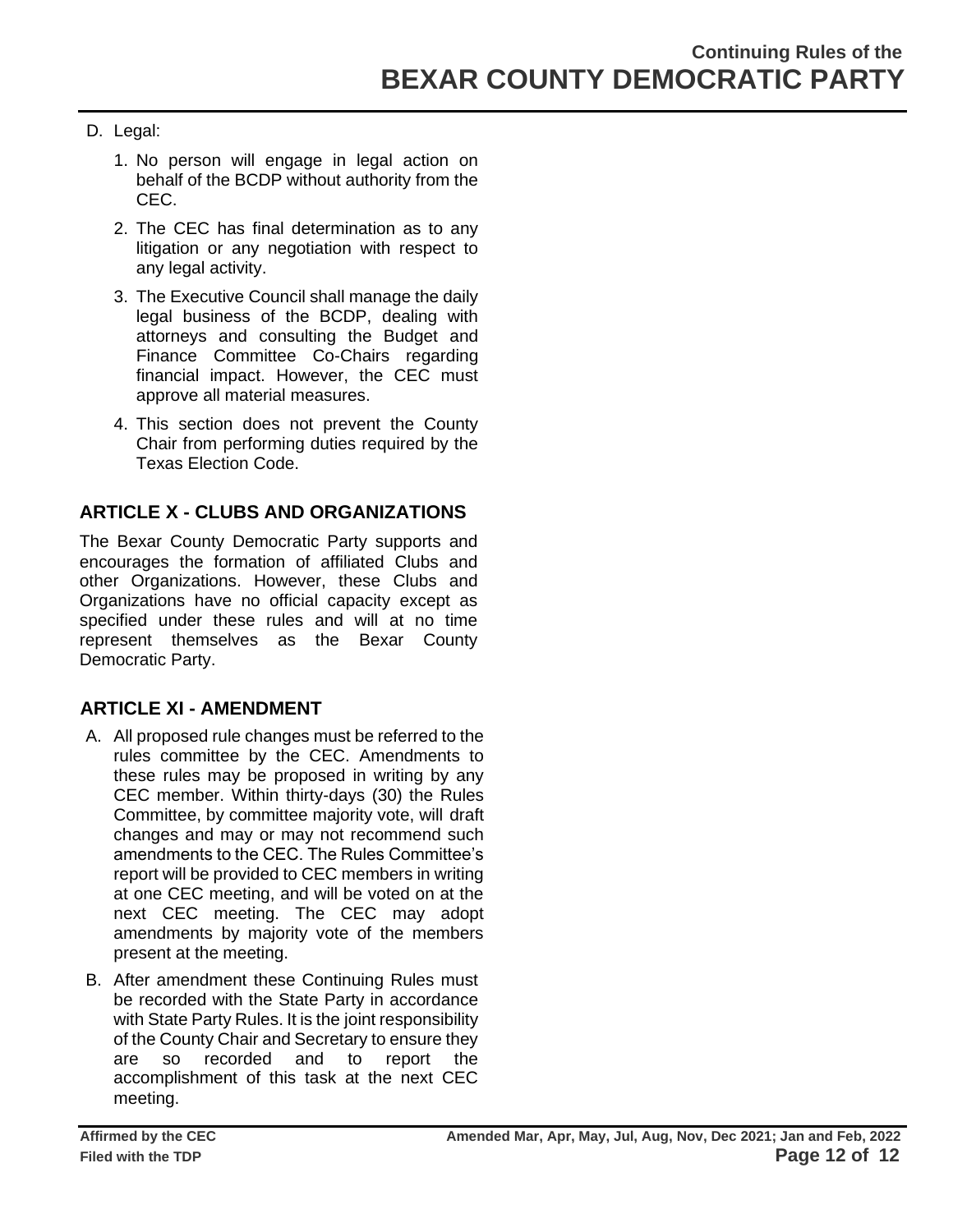D. Legal:

1. No person will engage in legal action on behalf of the BCDP without authority from the CEC.
2. The CEC has final determination as to any litigation or any negotiation with respect to any legal activity.
3. The Executive Council shall manage the daily legal business of the BCDP, dealing with attorneys and consulting the Budget and Finance Committee Co-Chairs regarding financial impact. However, the CEC must approve all material measures.
4. This section does not prevent the County Chair from performing duties required by the Texas Election Code.

## ARTICLE X - CLUBS AND ORGANIZATIONS

The Bexar County Democratic Party supports and encourages the formation of affiliated Clubs and other Organizations. However, these Clubs and Organizations have no official capacity except as specified under these rules and will at no time represent themselves as the Bexar County Democratic Party.

## ARTICLE XI - AMENDMENT

A. All proposed rule changes must be referred to the rules committee by the CEC. Amendments to these rules may be proposed in writing by any CEC member. Within thirty-days (30) the Rules Committee, by committee majority vote, will draft changes and may or may not recommend such amendments to the CEC. The Rules Committee's report will be provided to CEC members in writing at one CEC meeting, and will be voted on at the next CEC meeting. The CEC may adopt amendments by majority vote of the members present at the meeting.

B. After amendment these Continuing Rules must be recorded with the State Party in accordance with State Party Rules. It is the joint responsibility of the County Chair and Secretary to ensure they are so recorded and to report the accomplishment of this task at the next CEC meeting.